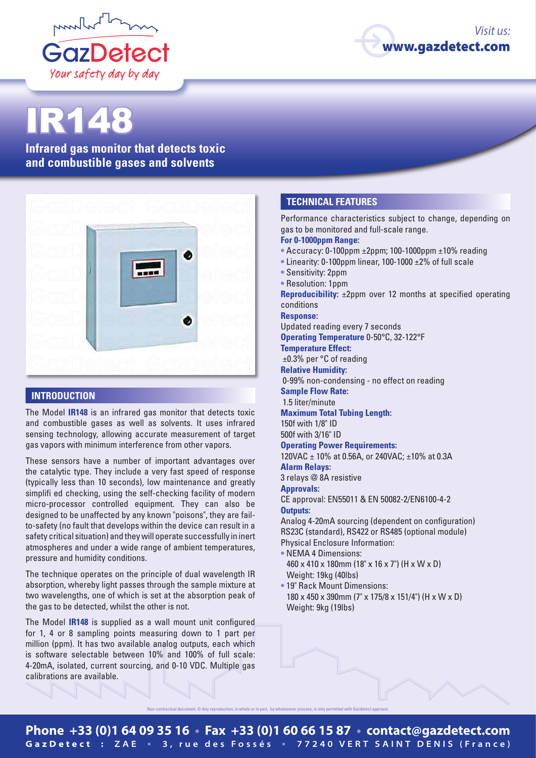# IR148

**Infrared gas monitor that detects toxic and combustible gases and solvents**

## INTRODUCTION

The Model **IR148** is an infrared gas monitor that detects toxic and combustible gases as well as solvents. It uses infrared sensing technology, allowing accurate measurement of target gas vapors with minimum interference from other vapors.

These sensors have a number of important advantages over the catalytic type. They include a very fast speed of response (typically less than 10 seconds), low maintenance and greatly simplifi ed checking, using the self-checking facility of modern micro-processor controlled equipment. They can also be designed to be unaffected by any known "poisons", they are fail-to-safety (no fault that develops within the device can result in a safety critical situation) and they will operate successfully in inert atmospheres and under a wide range of ambient temperatures, pressure and humidity conditions.

The technique operates on the principle of dual wavelength IR absorption, whereby light passes through the sample mixture at two wavelengths, one of which is set at the absorption peak of the gas to be detected, whilst the other is not.

The Model **IR148** is supplied as a wall mount unit configured for 1, 4 or 8 sampling points measuring down to 1 part per million (ppm). It has two available analog outputs, each which is software selectable between 10% and 100% of full scale: 4-20mA, isolated, current sourcing, and 0-10 VDC. Multiple gas calibrations are available.

## TECHNICAL FEATURES

Performance characteristics subject to change, depending on gas to be monitored and full-scale range.

**For 0-1000ppm Range:**

- Accuracy: 0-100ppm ±2ppm; 100-1000ppm ±10% reading
- Linearity: 0-100ppm linear, 100-1000 ±2% of full scale
- Sensitivity: 2ppm
- Resolution: 1ppm

**Reproducibility:** ±2ppm over 12 months at specified operating conditions

**Response:**
Updated reading every 7 seconds

**Operating Temperature** 0-50°C, 32-122°F

**Temperature Effect:**
±0.3% per °C of reading

**Relative Humidity:**
0-99% non-condensing - no effect on reading

**Sample Flow Rate:**
1.5 liter/minute

**Maximum Total Tubing Length:**
150f with 1/8" ID
500f with 3/16" ID

**Operating Power Requirements:**
120VAC ± 10% at 0.56A, or 240VAC; ±10% at 0.3A

**Alarm Relays:**
3 relays @ 8A resistive

**Approvals:**
CE approval: EN55011 & EN 50082-2/EN6100-4-2

**Outputs:**
Analog 4-20mA sourcing (dependent on configuration)
RS23C (standard), RS422 or RS485 (optional module)
Physical Enclosure Information:

- NEMA 4 Dimensions:
  460 x 410 x 180mm (18" x 16 x 7") (H x W x D)
  Weight: 19kg (40lbs)
- 19" Rack Mount Dimensions:
  180 x 450 x 390mm (7" x 175/8 x 151/4") (H x W x D)
  Weight: 9kg (19lbs)

Non-contractual document. © Any reproduction, in whole or in part, by whatsoever process, is only permitted with Gazdetect approval.

**Phone +33 (0)1 64 09 35 16 • Fax +33 (0)1 60 66 15 87 • contact@gazdetect.com**
GazDetect : ZAE • 3, rue des Fossés • 77240 VERT SAINT DENIS (France)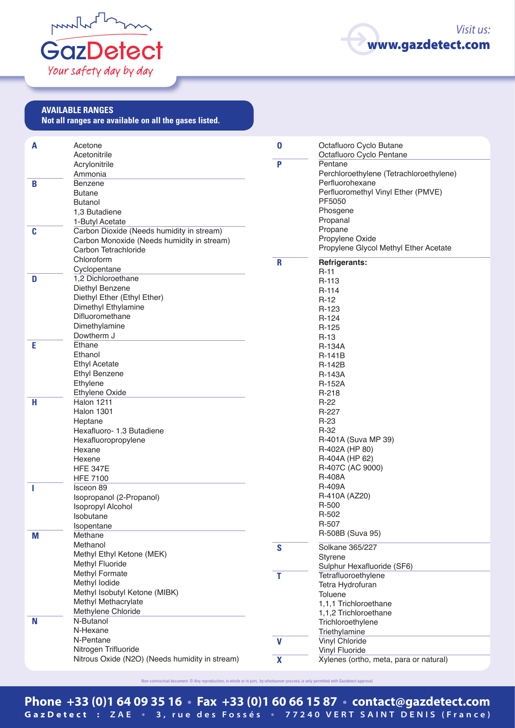## AVAILABLE RANGES

**Not all ranges are available on all the gases listed.**

| | |
|---|---|
| **A** | Acetone<br>Acetonitrile<br>Acrylonitrile<br>Ammonia |
| **B** | Benzene<br>Butane<br>Butanol<br>1,3 Butadiene<br>1-Butyl Acetate |
| **C** | Carbon Dioxide (Needs humidity in stream)<br>Carbon Monoxide (Needs humidity in stream)<br>Carbon Tetrachloride<br>Chloroform<br>Cyclopentane |
| **D** | 1,2 Dichloroethane<br>Diethyl Benzene<br>Diethyl Ether (Ethyl Ether)<br>Dimethyl Ethylamine<br>Difluoromethane<br>Dimethylamine<br>Dowtherm J |
| **E** | Ethane<br>Ethanol<br>Ethyl Acetate<br>Ethyl Benzene<br>Ethylene<br>Ethylene Oxide |
| **H** | Halon 1211<br>Halon 1301<br>Heptane<br>Hexafluoro- 1.3 Butadiene<br>Hexafluoropropylene<br>Hexane<br>Hexene<br>HFE 347E<br>HFE 7100 |
| **I** | Isceon 89<br>Isopropanol (2-Propanol)<br>Isopropyl Alcohol<br>Isobutane<br>Isopentane |
| **M** | Methane<br>Methanol<br>Methyl Ethyl Ketone (MEK)<br>Methyl Fluoride<br>Methyl Formate<br>Methyl Iodide<br>Methyl Isobutyl Ketone (MIBK)<br>Methyl Methacrylate<br>Methylene Chloride |
| **N** | N-Butanol<br>N-Hexane<br>N-Pentane<br>Nitrogen Trifluoride<br>Nitrous Oxide (N2O) (Needs humidity in stream) |
| **O** | Octafluoro Cyclo Butane<br>Octafluoro Cyclo Pentane |
| **P** | Pentane<br>Perchloroethylene (Tetrachloroethylene)<br>Perfluorohexane<br>Perfluoromethyl Vinyl Ether (PMVE)<br>PF5050<br>Phosgene<br>Propanal<br>Propane<br>Propylene Oxide<br>Propylene Glycol Methyl Ether Acetate |
| **R** | **Refrigerants:**<br>R-11<br>R-113<br>R-114<br>R-12<br>R-123<br>R-124<br>R-125<br>R-13<br>R-134A<br>R-141B<br>R-142B<br>R-143A<br>R-152A<br>R-218<br>R-22<br>R-227<br>R-23<br>R-32<br>R-401A (Suva MP 39)<br>R-402A (HP 80)<br>R-404A (HP 62)<br>R-407C (AC 9000)<br>R-408A<br>R-409A<br>R-410A (AZ20)<br>R-500<br>R-502<br>R-507<br>R-508B (Suva 95) |
| **S** | Solkane 365/227<br>Styrene<br>Sulphur Hexafluoride (SF6) |
| **T** | Tetrafluoroethylene<br>Tetra Hydrofuran<br>Toluene<br>1,1,1 Trichloroethane<br>1,1,2 Trichloroethane<br>Trichloroethylene<br>Triethylamine |
| **V** | Vinyl Chloride<br>Vinyl Fluoride |
| **X** | Xylenes (ortho, meta, para or natural) |

Non-contractual document. © Any reproduction, in whole or in part, by whatsoever process, is only permitted with Gazdetect approval.

**Phone +33 (0)1 64 09 35 16 • Fax +33 (0)1 60 66 15 87 • contact@gazdetect.com**

**GazDetect : ZAE • 3, rue des Fossés • 77240 VERT SAINT DENIS (France)**